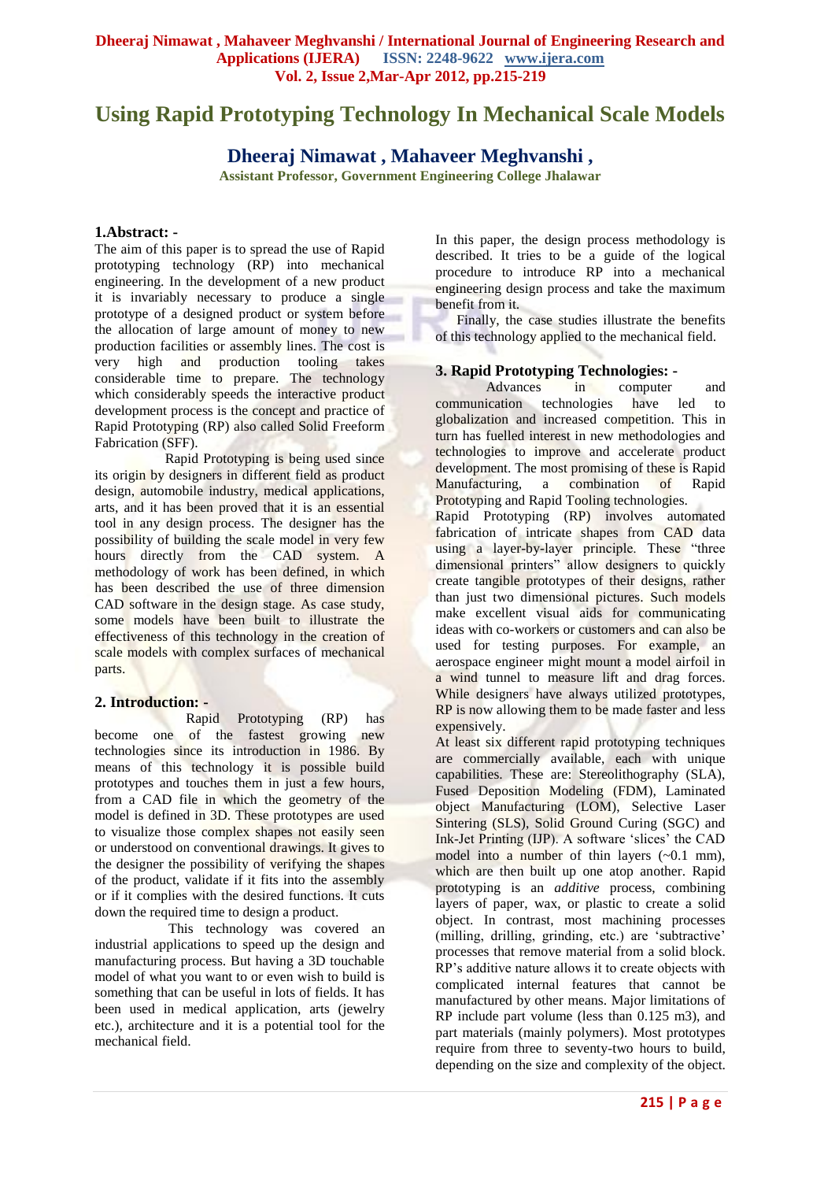# Using Rapid Prototyping Technology In Mechanical Scale Models

## Dheeraj Nimawat , Mahaveer Meghvanshi ,

**Assistant Professor, Government Engineering College Jhalawar**

### 1.Abstract: -

The aim of this paper is to spread the use of Rapid prototyping technology (RP) into mechanical engineering. In the development of a new product it is invariably necessary to produce a single prototype of a designed product or system before the allocation of large amount of money to new production facilities or assembly lines. The cost is very high and production tooling takes considerable time to prepare. The technology which considerably speeds the interactive product development process is the concept and practice of Rapid Prototyping (RP) also called Solid Freeform Fabrication (SFF).

Rapid Prototyping is being used since its origin by designers in different field as product design, automobile industry, medical applications, arts, and it has been proved that it is an essential tool in any design process. The designer has the possibility of building the scale model in very few hours directly from the CAD system. A methodology of work has been defined, in which has been described the use of three dimension CAD software in the design stage. As case study, some models have been built to illustrate the effectiveness of this technology in the creation of scale models with complex surfaces of mechanical parts.

### 2. Introduction: -

Rapid Prototyping (RP) has become one of the fastest growing new technologies since its introduction in 1986. By means of this technology it is possible build prototypes and touches them in just a few hours, from a CAD file in which the geometry of the model is defined in 3D. These prototypes are used to visualize those complex shapes not easily seen or understood on conventional drawings. It gives to the designer the possibility of verifying the shapes of the product, validate if it fits into the assembly or if it complies with the desired functions. It cuts down the required time to design a product.

This technology was covered an industrial applications to speed up the design and manufacturing process. But having a 3D touchable model of what you want to or even wish to build is something that can be useful in lots of fields. It has been used in medical application, arts (jewelry etc.), architecture and it is a potential tool for the mechanical field.

In this paper, the design process methodology is described. It tries to be a guide of the logical procedure to introduce RP into a mechanical engineering design process and take the maximum benefit from it.

Finally, the case studies illustrate the benefits of this technology applied to the mechanical field.

### 3. Rapid Prototyping Technologies: -

Advances in computer and communication technologies have led to globalization and increased competition. This in turn has fuelled interest in new methodologies and technologies to improve and accelerate product development. The most promising of these is Rapid Manufacturing, a combination of Rapid Prototyping and Rapid Tooling technologies.

Rapid Prototyping (RP) involves automated fabrication of intricate shapes from CAD data using a layer-by-layer principle. These "three dimensional printers" allow designers to quickly create tangible prototypes of their designs, rather than just two dimensional pictures. Such models make excellent visual aids for communicating ideas with co-workers or customers and can also be used for testing purposes. For example, an aerospace engineer might mount a model airfoil in a wind tunnel to measure lift and drag forces. While designers have always utilized prototypes, RP is now allowing them to be made faster and less expensively.

At least six different rapid prototyping techniques are commercially available, each with unique capabilities. These are: Stereolithography (SLA), Fused Deposition Modeling (FDM), Laminated object Manufacturing (LOM), Selective Laser Sintering (SLS), Solid Ground Curing (SGC) and Ink-Jet Printing (IJP). A software 'slices' the CAD model into a number of thin layers (~0.1 mm), which are then built up one atop another. Rapid prototyping is an *additive* process, combining layers of paper, wax, or plastic to create a solid object. In contrast, most machining processes (milling, drilling, grinding, etc.) are 'subtractive' processes that remove material from a solid block. RP's additive nature allows it to create objects with complicated internal features that cannot be manufactured by other means. Major limitations of RP include part volume (less than 0.125 m3), and part materials (mainly polymers). Most prototypes require from three to seventy-two hours to build, depending on the size and complexity of the object.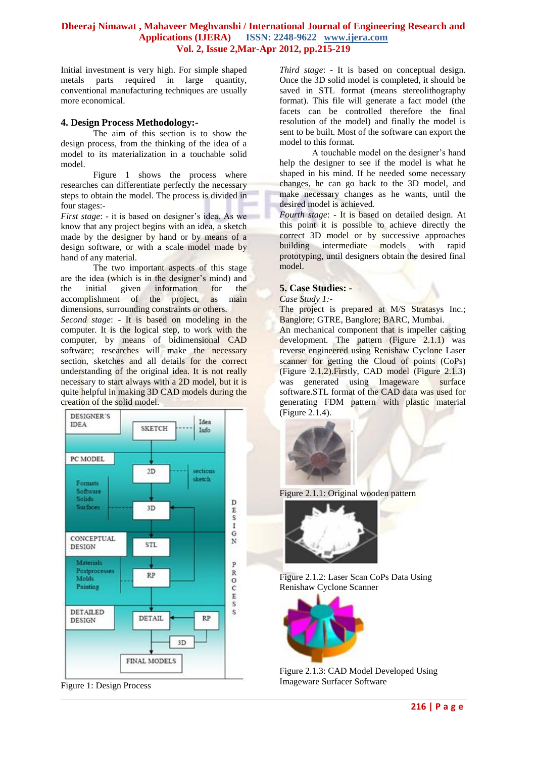Initial investment is very high. For simple shaped metals parts required in large quantity, conventional manufacturing techniques are usually more economical.

## 4. Design Process Methodology:-

The aim of this section is to show the design process, from the thinking of the idea of a model to its materialization in a touchable solid model.

Figure 1 shows the process where researches can differentiate perfectly the necessary steps to obtain the model. The process is divided in four stages:-

*First stage*: - it is based on designer's idea. As we know that any project begins with an idea, a sketch made by the designer by hand or by means of a design software, or with a scale model made by hand of any material.

The two important aspects of this stage are the idea (which is in the designer's mind) and the initial given information for the accomplishment of the project, as main dimensions, surrounding constraints or others.

*Second stage*: - It is based on modeling in the computer. It is the logical step, to work with the computer, by means of bidimensional CAD software; researches will make the necessary section, sketches and all details for the correct understanding of the original idea. It is not really necessary to start always with a 2D model, but it is quite helpful in making 3D CAD models during the creation of the solid model.

DESIGNER'S IDEA
SKETCH
Idea Info
PC MODEL
2D
sections sketch
Formats Software Solids Surfaces
3D
CONCEPTUAL DESIGN
STL
Materials Postprocesses Molds Painting
RP
DETAILED DESIGN
DETAIL
RP
3D
FINAL MODELS
DESIGN PROCESS

Figure 1: Design Process

*Third stage*: - It is based on conceptual design. Once the 3D solid model is completed, it should be saved in STL format (means stereolithography format). This file will generate a fact model (the facets can be controlled therefore the final resolution of the model) and finally the model is sent to be built. Most of the software can export the model to this format.

A touchable model on the designer's hand help the designer to see if the model is what he shaped in his mind. If he needed some necessary changes, he can go back to the 3D model, and make necessary changes as he wants, until the desired model is achieved.

*Fourth stage*: - It is based on detailed design. At this point it is possible to achieve directly the correct 3D model or by successive approaches building intermediate models with rapid prototyping, until designers obtain the desired final model.

## 5. Case Studies: -

*Case Study 1:-*

The project is prepared at M/S Stratasys Inc.; Banglore; GTRE, Banglore; BARC, Mumbai.

An mechanical component that is impeller casting development. The pattern (Figure 2.1.1) was reverse engineered using Renishaw Cyclone Laser scanner for getting the Cloud of points (CoPs) (Figure 2.1.2).Firstly, CAD model (Figure 2.1.3) was generated using Imageware surface software.STL format of the CAD data was used for generating FDM pattern with plastic material (Figure 2.1.4).

Figure 2.1.1: Original wooden pattern

Figure 2.1.2: Laser Scan CoPs Data Using Renishaw Cyclone Scanner

Figure 2.1.3: CAD Model Developed Using Imageware Surfacer Software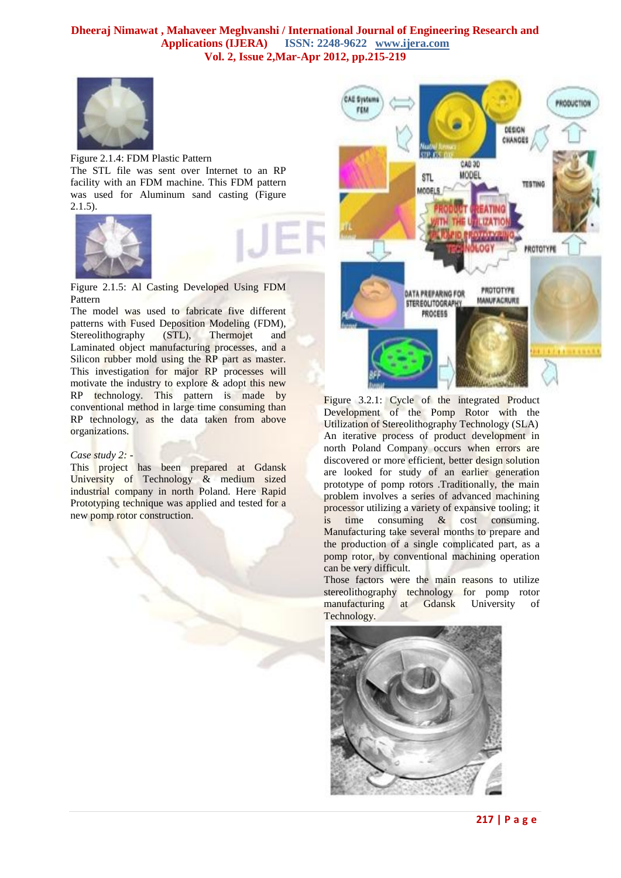Figure 2.1.4: FDM Plastic Pattern

The STL file was sent over Internet to an RP facility with an FDM machine. This FDM pattern was used for Aluminum sand casting (Figure 2.1.5).

Figure 2.1.5: Al Casting Developed Using FDM Pattern

The model was used to fabricate five different patterns with Fused Deposition Modeling (FDM), Stereolithography (STL), Thermojet and Laminated object manufacturing processes, and a Silicon rubber mold using the RP part as master. This investigation for major RP processes will motivate the industry to explore & adopt this new RP technology. This pattern is made by conventional method in large time consuming than RP technology, as the data taken from above organizations.

*Case study 2: -*

This project has been prepared at Gdansk University of Technology & medium sized industrial company in north Poland. Here Rapid Prototyping technique was applied and tested for a new pomp rotor construction.

Figure 3.2.1: Cycle of the integrated Product Development of the Pomp Rotor with the Utilization of Stereolithography Technology (SLA)

An iterative process of product development in north Poland Company occurs when errors are discovered or more efficient, better design solution are looked for study of an earlier generation prototype of pomp rotors .Traditionally, the main problem involves a series of advanced machining processor utilizing a variety of expansive tooling; it is time consuming & cost consuming. Manufacturing take several months to prepare and the production of a single complicated part, as a pomp rotor, by conventional machining operation can be very difficult.

Those factors were the main reasons to utilize stereolithography technology for pomp rotor manufacturing at Gdansk University of Technology.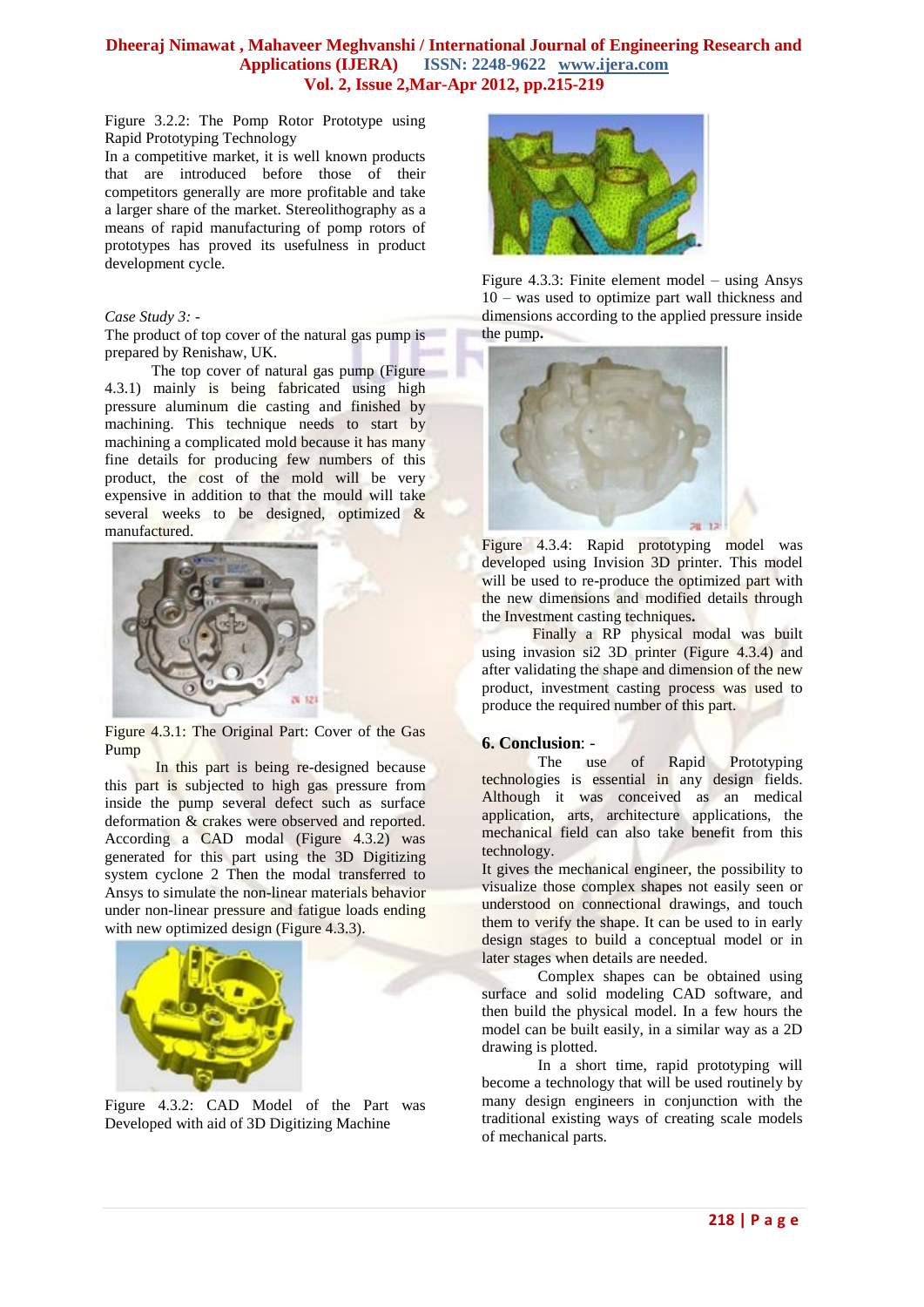Figure 3.2.2: The Pomp Rotor Prototype using Rapid Prototyping Technology

In a competitive market, it is well known products that are introduced before those of their competitors generally are more profitable and take a larger share of the market. Stereolithography as a means of rapid manufacturing of pomp rotors of prototypes has proved its usefulness in product development cycle.

*Case Study 3: -*

The product of top cover of the natural gas pump is prepared by Renishaw, UK.

The top cover of natural gas pump (Figure 4.3.1) mainly is being fabricated using high pressure aluminum die casting and finished by machining. This technique needs to start by machining a complicated mold because it has many fine details for producing few numbers of this product, the cost of the mold will be very expensive in addition to that the mould will take several weeks to be designed, optimized & manufactured.

Figure 4.3.1: The Original Part: Cover of the Gas Pump

In this part is being re-designed because this part is subjected to high gas pressure from inside the pump several defect such as surface deformation & crakes were observed and reported. According a CAD modal (Figure 4.3.2) was generated for this part using the 3D Digitizing system cyclone 2 Then the modal transferred to Ansys to simulate the non-linear materials behavior under non-linear pressure and fatigue loads ending with new optimized design (Figure 4.3.3).

Figure 4.3.2: CAD Model of the Part was Developed with aid of 3D Digitizing Machine

Figure 4.3.3: Finite element model – using Ansys 10 – was used to optimize part wall thickness and dimensions according to the applied pressure inside the pump.

Figure 4.3.4: Rapid prototyping model was developed using Invision 3D printer. This model will be used to re-produce the optimized part with the new dimensions and modified details through the Investment casting techniques.

Finally a RP physical modal was built using invasion si2 3D printer (Figure 4.3.4) and after validating the shape and dimension of the new product, investment casting process was used to produce the required number of this part.

## 6. Conclusion: -

The use of Rapid Prototyping technologies is essential in any design fields. Although it was conceived as an medical application, arts, architecture applications, the mechanical field can also take benefit from this technology.

It gives the mechanical engineer, the possibility to visualize those complex shapes not easily seen or understood on connectional drawings, and touch them to verify the shape. It can be used to in early design stages to build a conceptual model or in later stages when details are needed.

Complex shapes can be obtained using surface and solid modeling CAD software, and then build the physical model. In a few hours the model can be built easily, in a similar way as a 2D drawing is plotted.

In a short time, rapid prototyping will become a technology that will be used routinely by many design engineers in conjunction with the traditional existing ways of creating scale models of mechanical parts.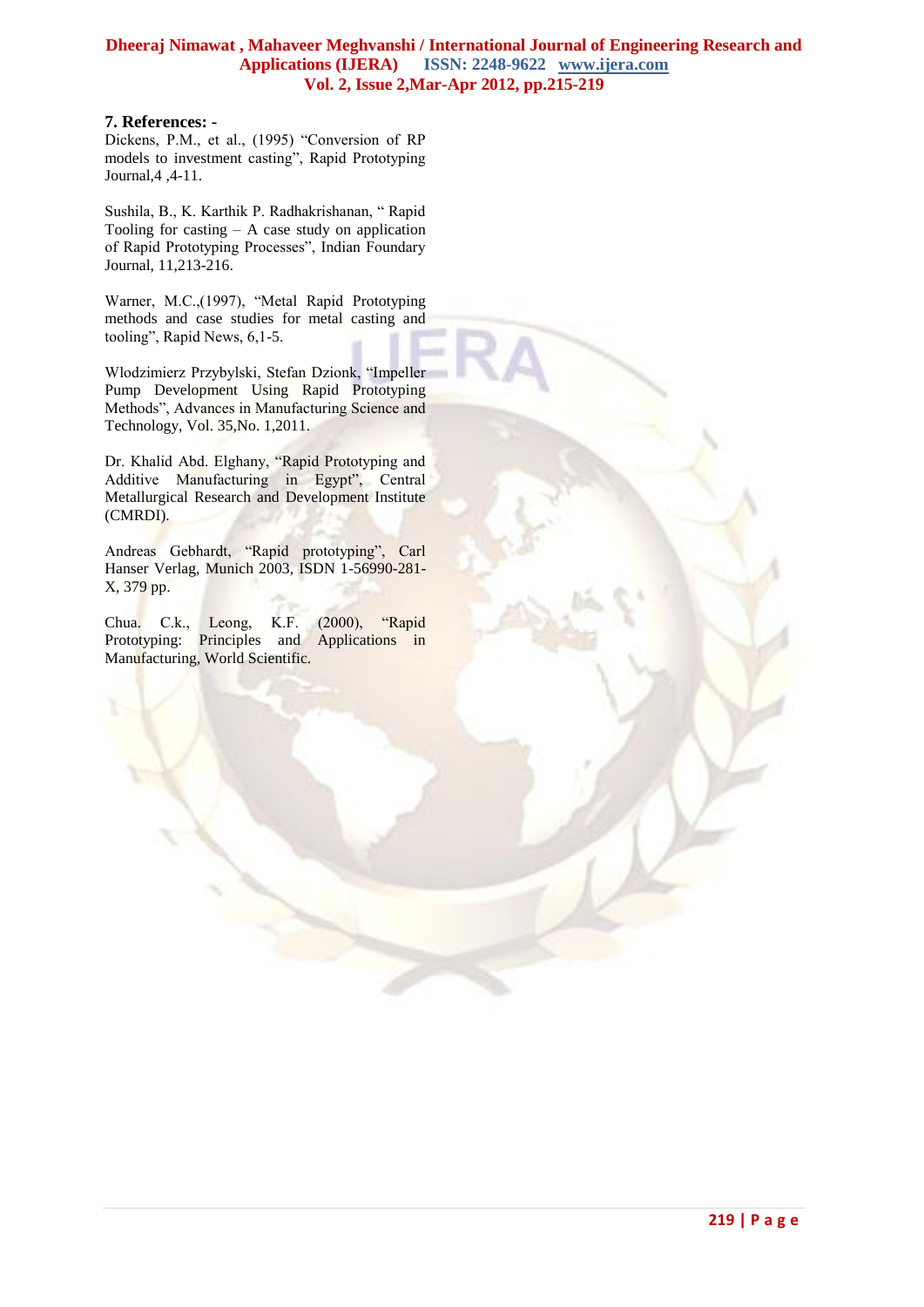### 7. References: -

Dickens, P.M., et al., (1995) "Conversion of RP models to investment casting", Rapid Prototyping Journal,4 ,4-11.

Sushila, B., K. Karthik P. Radhakrishanan, " Rapid Tooling for casting – A case study on application of Rapid Prototyping Processes", Indian Foundary Journal, 11,213-216.

Warner, M.C.,(1997), "Metal Rapid Prototyping methods and case studies for metal casting and tooling", Rapid News, 6,1-5.

Wlodzimierz Przybylski, Stefan Dzionk, "Impeller Pump Development Using Rapid Prototyping Methods", Advances in Manufacturing Science and Technology, Vol. 35,No. 1,2011.

Dr. Khalid Abd. Elghany, "Rapid Prototyping and Additive Manufacturing in Egypt", Central Metallurgical Research and Development Institute (CMRDI).

Andreas Gebhardt, "Rapid prototyping", Carl Hanser Verlag, Munich 2003, ISDN 1-56990-281-X, 379 pp.

Chua. C.k., Leong, K.F. (2000), "Rapid Prototyping: Principles and Applications in Manufacturing, World Scientific.